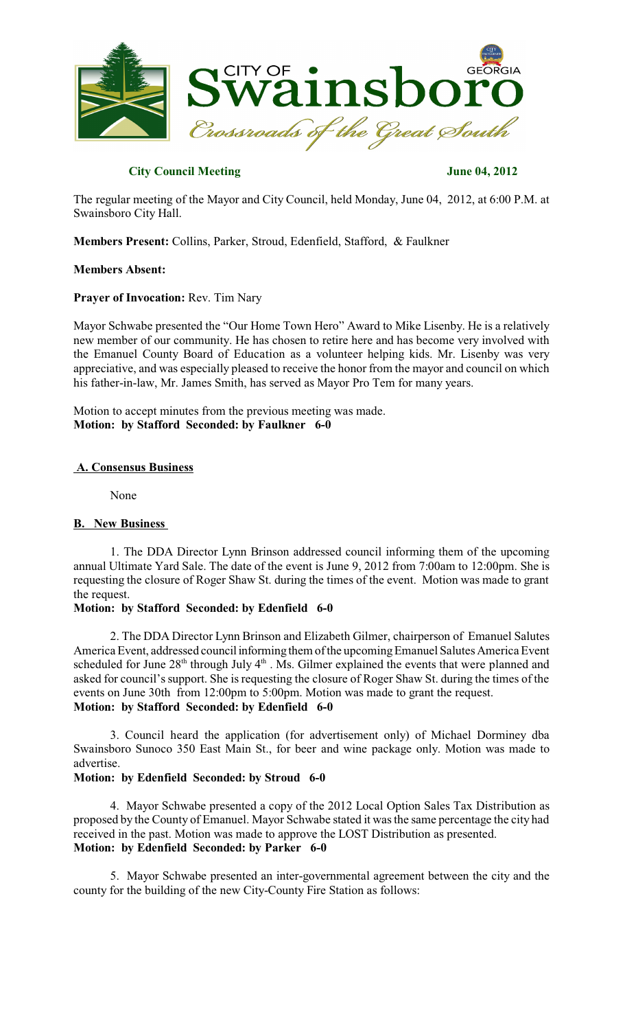**City Council Meeting** **June 04, 2012**

The regular meeting of the Mayor and City Council, held Monday, June 04, 2012, at 6:00 P.M. at Swainsboro City Hall.

**Members Present:** Collins, Parker, Stroud, Edenfield, Stafford, & Faulkner

**Members Absent:**

**Prayer of Invocation:** Rev. Tim Nary

Mayor Schwabe presented the "Our Home Town Hero" Award to Mike Lisenby. He is a relatively new member of our community. He has chosen to retire here and has become very involved with the Emanuel County Board of Education as a volunteer helping kids. Mr. Lisenby was very appreciative, and was especially pleased to receive the honor from the mayor and council on which his father-in-law, Mr. James Smith, has served as Mayor Pro Tem for many years.

Motion to accept minutes from the previous meeting was made.
**Motion: by Stafford Seconded: by Faulkner 6-0**

**A. Consensus Business**

None

**B. New Business**

1. The DDA Director Lynn Brinson addressed council informing them of the upcoming annual Ultimate Yard Sale. The date of the event is June 9, 2012 from 7:00am to 12:00pm. She is requesting the closure of Roger Shaw St. during the times of the event. Motion was made to grant the request.

**Motion: by Stafford Seconded: by Edenfield 6-0**

2. The DDA Director Lynn Brinson and Elizabeth Gilmer, chairperson of Emanuel Salutes America Event, addressed council informing them of the upcoming Emanuel Salutes America Event scheduled for June 28th through July 4th. Ms. Gilmer explained the events that were planned and asked for council's support. She is requesting the closure of Roger Shaw St. during the times of the events on June 30th from 12:00pm to 5:00pm. Motion was made to grant the request.
**Motion: by Stafford Seconded: by Edenfield 6-0**

3. Council heard the application (for advertisement only) of Michael Dorminey dba Swainsboro Sunoco 350 East Main St., for beer and wine package only. Motion was made to advertise.

**Motion: by Edenfield Seconded: by Stroud 6-0**

4. Mayor Schwabe presented a copy of the 2012 Local Option Sales Tax Distribution as proposed by the County of Emanuel. Mayor Schwabe stated it was the same percentage the city had received in the past. Motion was made to approve the LOST Distribution as presented.
**Motion: by Edenfield Seconded: by Parker 6-0**

5. Mayor Schwabe presented an inter-governmental agreement between the city and the county for the building of the new City-County Fire Station as follows: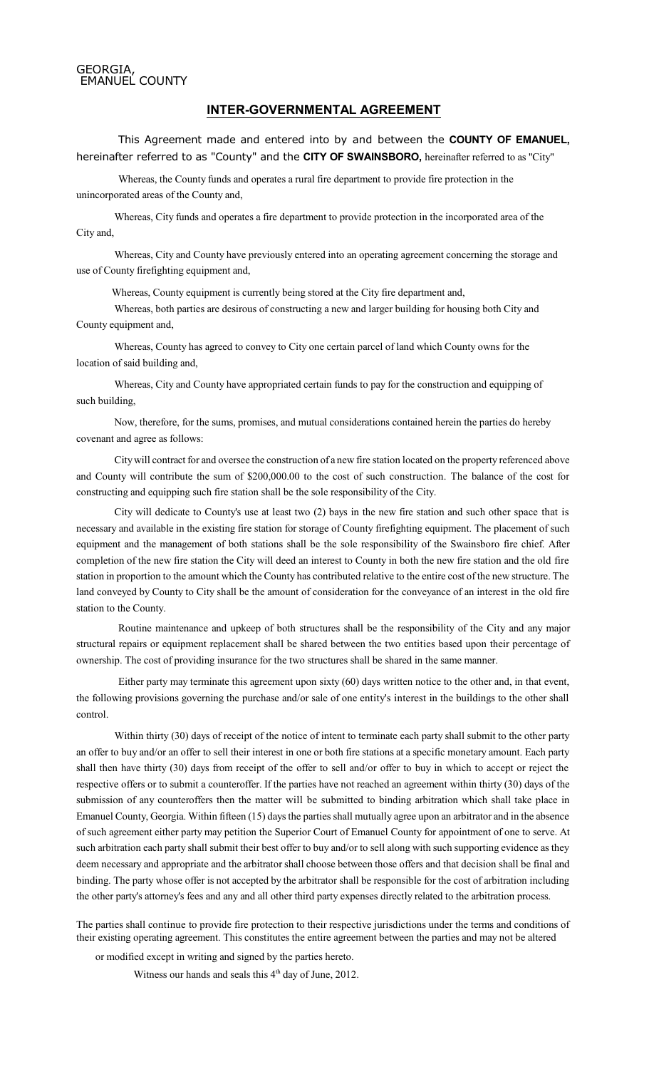GEORGIA,
EMANUEL COUNTY

## INTER-GOVERNMENTAL AGREEMENT

This Agreement made and entered into by and between the **COUNTY OF EMANUEL,** hereinafter referred to as "County" and the **CITY OF SWAINSBORO,** hereinafter referred to as "City"

Whereas, the County funds and operates a rural fire department to provide fire protection in the unincorporated areas of the County and,

Whereas, City funds and operates a fire department to provide protection in the incorporated area of the City and,

Whereas, City and County have previously entered into an operating agreement concerning the storage and use of County firefighting equipment and,

Whereas, County equipment is currently being stored at the City fire department and,

Whereas, both parties are desirous of constructing a new and larger building for housing both City and County equipment and,

Whereas, County has agreed to convey to City one certain parcel of land which County owns for the location of said building and,

Whereas, City and County have appropriated certain funds to pay for the construction and equipping of such building,

Now, therefore, for the sums, promises, and mutual considerations contained herein the parties do hereby covenant and agree as follows:

City will contract for and oversee the construction of a new fire station located on the property referenced above and County will contribute the sum of $200,000.00 to the cost of such construction. The balance of the cost for constructing and equipping such fire station shall be the sole responsibility of the City.

City will dedicate to County's use at least two (2) bays in the new fire station and such other space that is necessary and available in the existing fire station for storage of County firefighting equipment. The placement of such equipment and the management of both stations shall be the sole responsibility of the Swainsboro fire chief. After completion of the new fire station the City will deed an interest to County in both the new fire station and the old fire station in proportion to the amount which the County has contributed relative to the entire cost of the new structure. The land conveyed by County to City shall be the amount of consideration for the conveyance of an interest in the old fire station to the County.

Routine maintenance and upkeep of both structures shall be the responsibility of the City and any major structural repairs or equipment replacement shall be shared between the two entities based upon their percentage of ownership. The cost of providing insurance for the two structures shall be shared in the same manner.

Either party may terminate this agreement upon sixty (60) days written notice to the other and, in that event, the following provisions governing the purchase and/or sale of one entity's interest in the buildings to the other shall control.

Within thirty (30) days of receipt of the notice of intent to terminate each party shall submit to the other party an offer to buy and/or an offer to sell their interest in one or both fire stations at a specific monetary amount. Each party shall then have thirty (30) days from receipt of the offer to sell and/or offer to buy in which to accept or reject the respective offers or to submit a counteroffer. If the parties have not reached an agreement within thirty (30) days of the submission of any counteroffers then the matter will be submitted to binding arbitration which shall take place in Emanuel County, Georgia. Within fifteen (15) days the parties shall mutually agree upon an arbitrator and in the absence of such agreement either party may petition the Superior Court of Emanuel County for appointment of one to serve. At such arbitration each party shall submit their best offer to buy and/or to sell along with such supporting evidence as they deem necessary and appropriate and the arbitrator shall choose between those offers and that decision shall be final and binding. The party whose offer is not accepted by the arbitrator shall be responsible for the cost of arbitration including the other party's attorney's fees and any and all other third party expenses directly related to the arbitration process.

The parties shall continue to provide fire protection to their respective jurisdictions under the terms and conditions of their existing operating agreement. This constitutes the entire agreement between the parties and may not be altered or modified except in writing and signed by the parties hereto.

Witness our hands and seals this 4th day of June, 2012.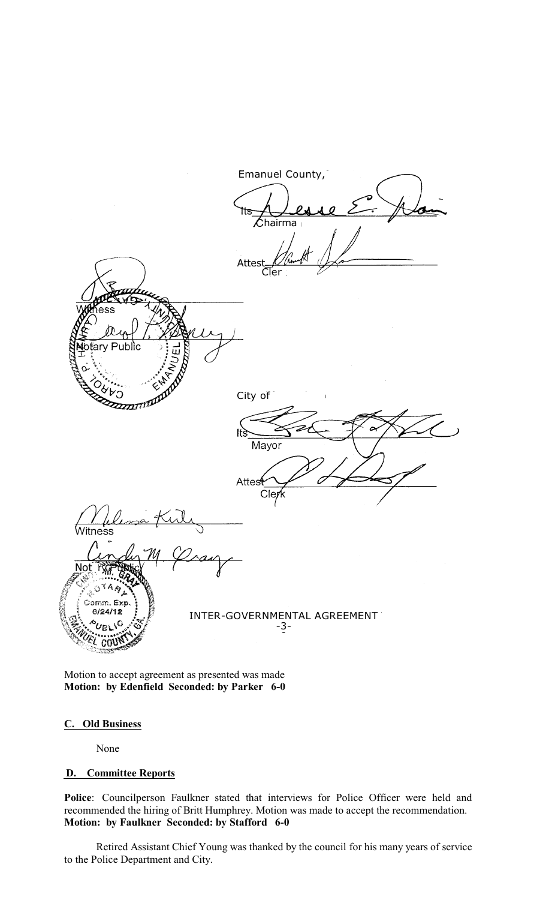Emanuel County,

Its ______________________
Chairman

Attest ______________________
Clerk

______________________
Witness

______________________
Notary Public

City of

Its ______________________
Mayor

Attest ______________________
Clerk

______________________
Witness

______________________
Notary Public

Comm. Exp. 6/24/12

INTER-GOVERNMENTAL AGREEMENT
-3-

Motion to accept agreement as presented was made
**Motion: by Edenfield Seconded: by Parker 6-0**

## C. Old Business

None

## D. Committee Reports

**Police**: Councilperson Faulkner stated that interviews for Police Officer were held and recommended the hiring of Britt Humphrey. Motion was made to accept the recommendation.
**Motion: by Faulkner Seconded: by Stafford 6-0**

Retired Assistant Chief Young was thanked by the council for his many years of service to the Police Department and City.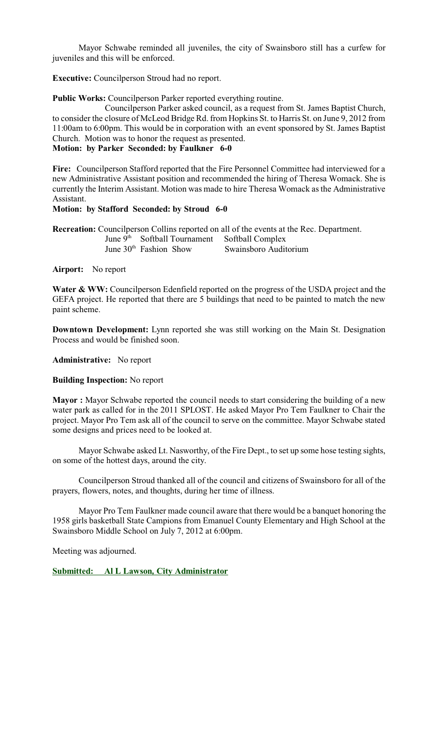Mayor Schwabe reminded all juveniles, the city of Swainsboro still has a curfew for juveniles and this will be enforced.

**Executive:** Councilperson Stroud had no report.

**Public Works:** Councilperson Parker reported everything routine.

Councilperson Parker asked council, as a request from St. James Baptist Church, to consider the closure of McLeod Bridge Rd. from Hopkins St. to Harris St. on June 9, 2012 from 11:00am to 6:00pm. This would be in corporation with an event sponsored by St. James Baptist Church. Motion was to honor the request as presented.

**Motion: by Parker Seconded: by Faulkner 6-0**

**Fire:** Councilperson Stafford reported that the Fire Personnel Committee had interviewed for a new Administrative Assistant position and recommended the hiring of Theresa Womack. She is currently the Interim Assistant. Motion was made to hire Theresa Womack as the Administrative Assistant.

**Motion: by Stafford Seconded: by Stroud 6-0**

**Recreation:** Councilperson Collins reported on all of the events at the Rec. Department.

| | | |
|---|---|---|
| June 9th | Softball Tournament | Softball Complex |
| June 30th | Fashion Show | Swainsboro Auditorium |

**Airport:** No report

**Water & WW:** Councilperson Edenfield reported on the progress of the USDA project and the GEFA project. He reported that there are 5 buildings that need to be painted to match the new paint scheme.

**Downtown Development:** Lynn reported she was still working on the Main St. Designation Process and would be finished soon.

**Administrative:** No report

**Building Inspection:** No report

**Mayor :** Mayor Schwabe reported the council needs to start considering the building of a new water park as called for in the 2011 SPLOST. He asked Mayor Pro Tem Faulkner to Chair the project. Mayor Pro Tem ask all of the council to serve on the committee. Mayor Schwabe stated some designs and prices need to be looked at.

Mayor Schwabe asked Lt. Nasworthy, of the Fire Dept., to set up some hose testing sights, on some of the hottest days, around the city.

Councilperson Stroud thanked all of the council and citizens of Swainsboro for all of the prayers, flowers, notes, and thoughts, during her time of illness.

Mayor Pro Tem Faulkner made council aware that there would be a banquet honoring the 1958 girls basketball State Campions from Emanuel County Elementary and High School at the Swainsboro Middle School on July 7, 2012 at 6:00pm.

Meeting was adjourned.

**Submitted: Al L Lawson, City Administrator**